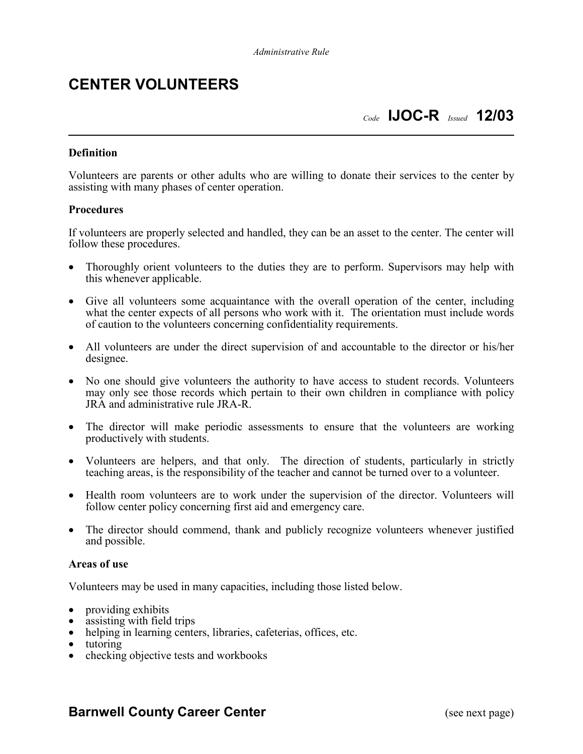*Administrative Rule*

# CENTER VOLUNTEERS

*Code* **IJOC-R** *Issued* **12/03**

**Definition**

Volunteers are parents or other adults who are willing to donate their services to the center by assisting with many phases of center operation.

**Procedures**

If volunteers are properly selected and handled, they can be an asset to the center. The center will follow these procedures.

- Thoroughly orient volunteers to the duties they are to perform. Supervisors may help with this whenever applicable.
- Give all volunteers some acquaintance with the overall operation of the center, including what the center expects of all persons who work with it. The orientation must include words of caution to the volunteers concerning confidentiality requirements.
- All volunteers are under the direct supervision of and accountable to the director or his/her designee.
- No one should give volunteers the authority to have access to student records. Volunteers may only see those records which pertain to their own children in compliance with policy JRA and administrative rule JRA-R.
- The director will make periodic assessments to ensure that the volunteers are working productively with students.
- Volunteers are helpers, and that only. The direction of students, particularly in strictly teaching areas, is the responsibility of the teacher and cannot be turned over to a volunteer.
- Health room volunteers are to work under the supervision of the director. Volunteers will follow center policy concerning first aid and emergency care.
- The director should commend, thank and publicly recognize volunteers whenever justified and possible.

**Areas of use**

Volunteers may be used in many capacities, including those listed below.

- providing exhibits
- assisting with field trips
- helping in learning centers, libraries, cafeterias, offices, etc.
- tutoring
- checking objective tests and workbooks

(see next page)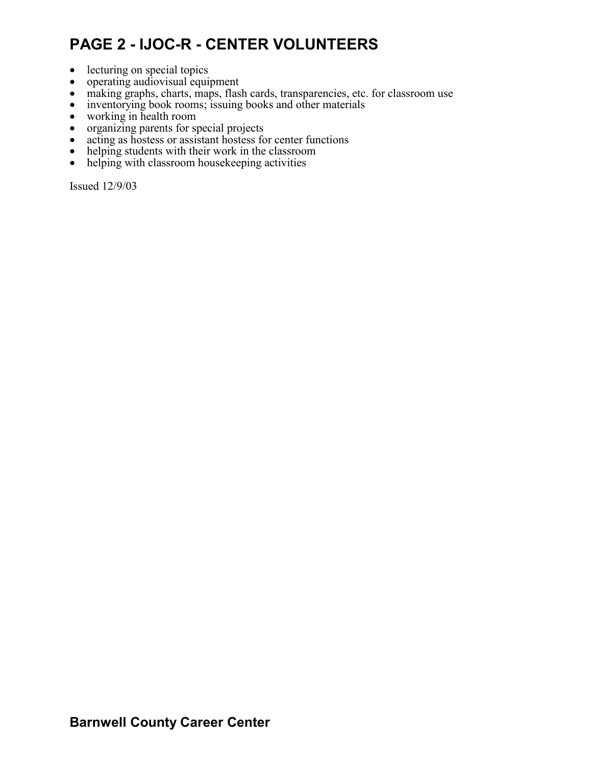- lecturing on special topics
- operating audiovisual equipment
- making graphs, charts, maps, flash cards, transparencies, etc. for classroom use
- inventorying book rooms; issuing books and other materials
- working in health room
- organizing parents for special projects
- acting as hostess or assistant hostess for center functions
- helping students with their work in the classroom
- helping with classroom housekeeping activities

Issued 12/9/03